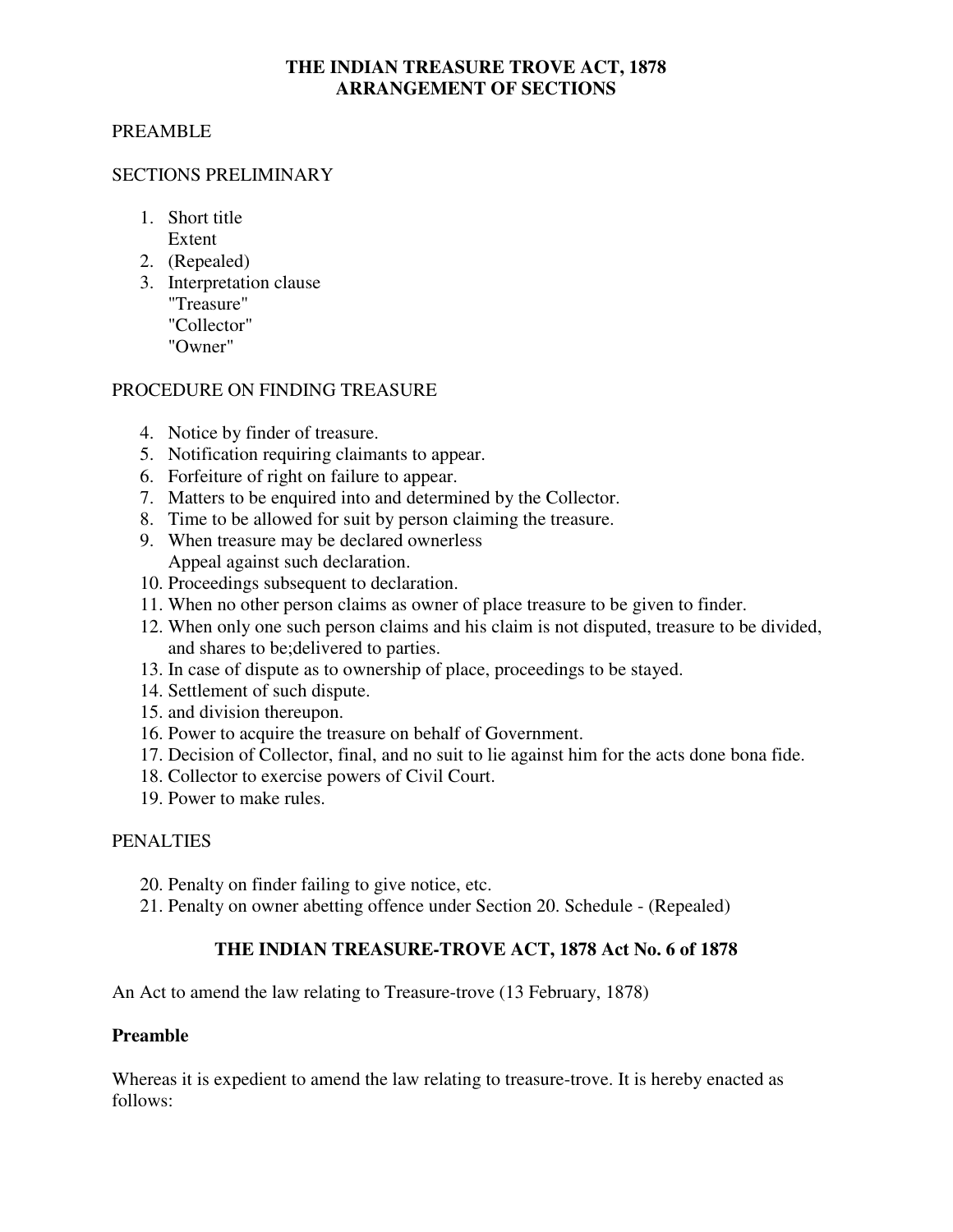# THE INDIAN TREASURE TROVE ACT, 1878
## ARRANGEMENT OF SECTIONS

PREAMBLE

SECTIONS PRELIMINARY

1. Short title
   Extent
2. (Repealed)
3. Interpretation clause
   "Treasure"
   "Collector"
   "Owner"

PROCEDURE ON FINDING TREASURE

4. Notice by finder of treasure.
5. Notification requiring claimants to appear.
6. Forfeiture of right on failure to appear.
7. Matters to be enquired into and determined by the Collector.
8. Time to be allowed for suit by person claiming the treasure.
9. When treasure may be declared ownerless
   Appeal against such declaration.
10. Proceedings subsequent to declaration.
11. When no other person claims as owner of place treasure to be given to finder.
12. When only one such person claims and his claim is not disputed, treasure to be divided, and shares to be;delivered to parties.
13. In case of dispute as to ownership of place, proceedings to be stayed.
14. Settlement of such dispute.
15. and division thereupon.
16. Power to acquire the treasure on behalf of Government.
17. Decision of Collector, final, and no suit to lie against him for the acts done bona fide.
18. Collector to exercise powers of Civil Court.
19. Power to make rules.

PENALTIES

20. Penalty on finder failing to give notice, etc.
21. Penalty on owner abetting offence under Section 20. Schedule - (Repealed)

## THE INDIAN TREASURE-TROVE ACT, 1878 Act No. 6 of 1878

An Act to amend the law relating to Treasure-trove (13 February, 1878)

**Preamble**

Whereas it is expedient to amend the law relating to treasure-trove. It is hereby enacted as follows: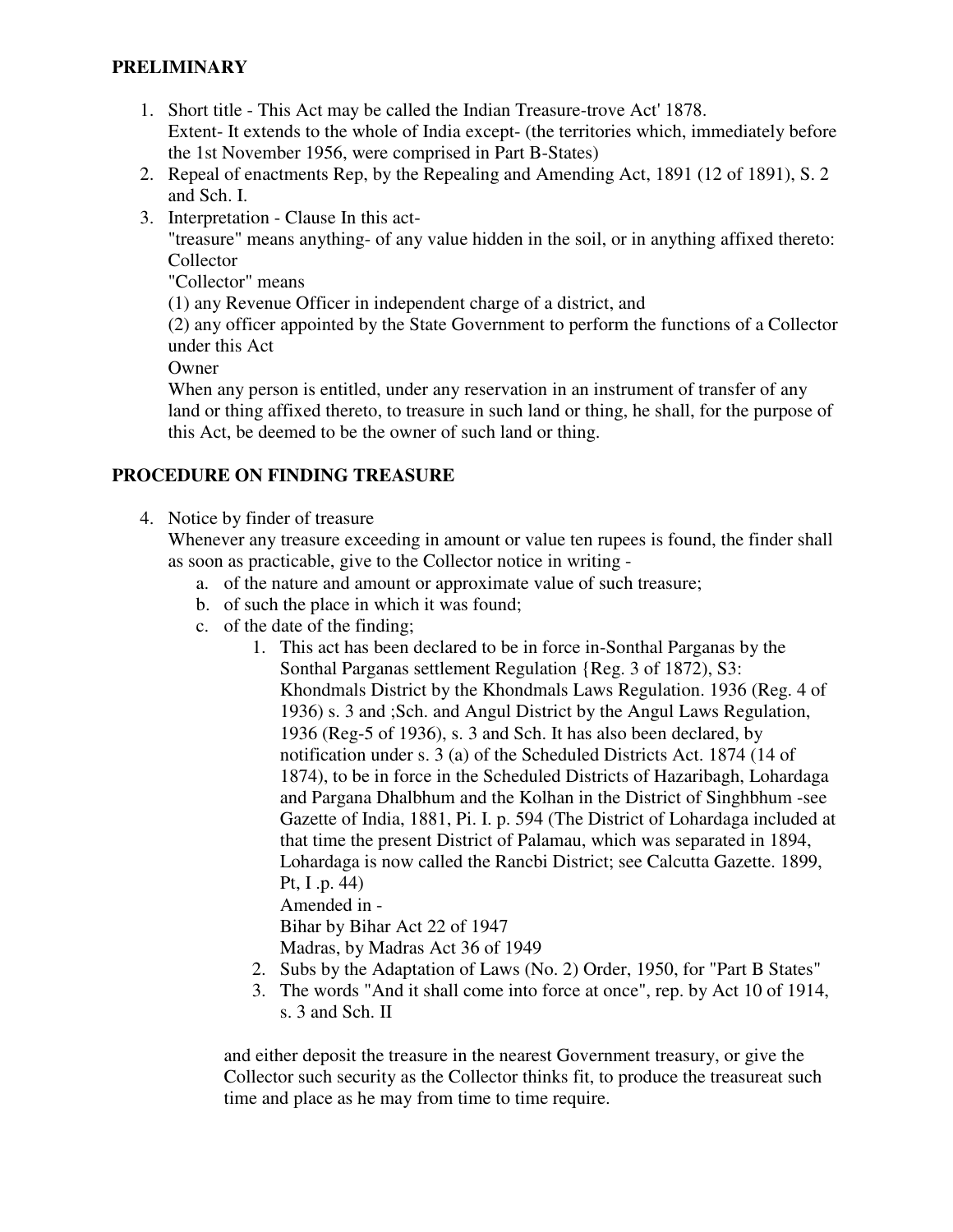## PRELIMINARY

1. Short title - This Act may be called the Indian Treasure-trove Act' 1878.
   Extent- It extends to the whole of India except- (the territories which, immediately before the 1st November 1956, were comprised in Part B-States)
2. Repeal of enactments Rep, by the Repealing and Amending Act, 1891 (12 of 1891), S. 2 and Sch. I.
3. Interpretation - Clause In this act-
   "treasure" means anything- of any value hidden in the soil, or in anything affixed thereto:
   Collector
   "Collector" means
   (1) any Revenue Officer in independent charge of a district, and
   (2) any officer appointed by the State Government to perform the functions of a Collector under this Act
   Owner
   When any person is entitled, under any reservation in an instrument of transfer of any land or thing affixed thereto, to treasure in such land or thing, he shall, for the purpose of this Act, be deemed to be the owner of such land or thing.

## PROCEDURE ON FINDING TREASURE

4. Notice by finder of treasure
   Whenever any treasure exceeding in amount or value ten rupees is found, the finder shall as soon as practicable, give to the Collector notice in writing -
   a. of the nature and amount or approximate value of such treasure;
   b. of such the place in which it was found;
   c. of the date of the finding;
      1. This act has been declared to be in force in-Sonthal Parganas by the Sonthal Parganas settlement Regulation {Reg. 3 of 1872), S3: Khondmals District by the Khondmals Laws Regulation. 1936 (Reg. 4 of 1936) s. 3 and ;Sch. and Angul District by the Angul Laws Regulation, 1936 (Reg-5 of 1936), s. 3 and Sch. It has also been declared, by notification under s. 3 (a) of the Scheduled Districts Act. 1874 (14 of 1874), to be in force in the Scheduled Districts of Hazaribagh, Lohardaga and Pargana Dhalbhum and the Kolhan in the District of Singhbhum -see Gazette of India, 1881, Pi. I. p. 594 (The District of Lohardaga included at that time the present District of Palamau, which was separated in 1894, Lohardaga is now called the Rancbi District; see Calcutta Gazette. 1899, Pt, I .p. 44)
         Amended in -
         Bihar by Bihar Act 22 of 1947
         Madras, by Madras Act 36 of 1949
      2. Subs by the Adaptation of Laws (No. 2) Order, 1950, for "Part B States"
      3. The words "And it shall come into force at once", rep. by Act 10 of 1914, s. 3 and Sch. II

   and either deposit the treasure in the nearest Government treasury, or give the Collector such security as the Collector thinks fit, to produce the treasureat such time and place as he may from time to time require.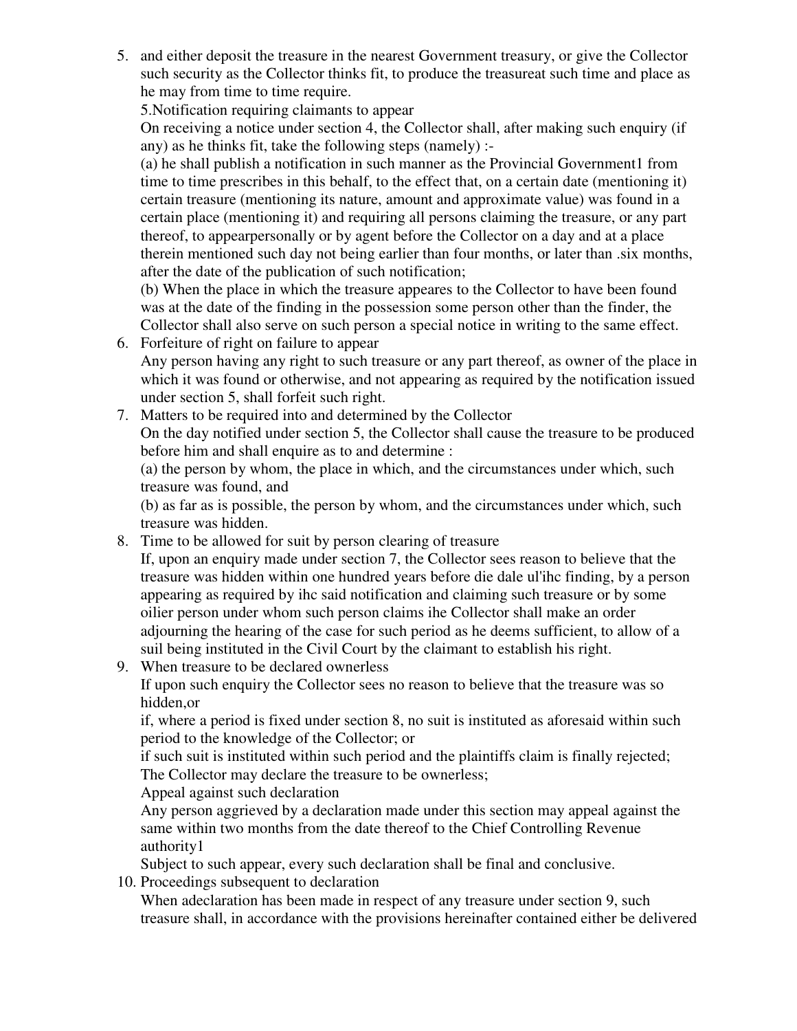5. and either deposit the treasure in the nearest Government treasury, or give the Collector such security as the Collector thinks fit, to produce the treasureat such time and place as he may from time to time require.

   5.Notification requiring claimants to appear

   On receiving a notice under section 4, the Collector shall, after making such enquiry (if any) as he thinks fit, take the following steps (namely) :-

   (a) he shall publish a notification in such manner as the Provincial Government1 from time to time prescribes in this behalf, to the effect that, on a certain date (mentioning it) certain treasure (mentioning its nature, amount and approximate value) was found in a certain place (mentioning it) and requiring all persons claiming the treasure, or any part thereof, to appearpersonally or by agent before the Collector on a day and at a place therein mentioned such day not being earlier than four months, or later than .six months, after the date of the publication of such notification;

   (b) When the place in which the treasure appeares to the Collector to have been found was at the date of the finding in the possession some person other than the finder, the Collector shall also serve on such person a special notice in writing to the same effect.

6. Forfeiture of right on failure to appear

   Any person having any right to such treasure or any part thereof, as owner of the place in which it was found or otherwise, and not appearing as required by the notification issued under section 5, shall forfeit such right.

7. Matters to be required into and determined by the Collector

   On the day notified under section 5, the Collector shall cause the treasure to be produced before him and shall enquire as to and determine :

   (a) the person by whom, the place in which, and the circumstances under which, such treasure was found, and

   (b) as far as is possible, the person by whom, and the circumstances under which, such treasure was hidden.

8. Time to be allowed for suit by person clearing of treasure

   If, upon an enquiry made under section 7, the Collector sees reason to believe that the treasure was hidden within one hundred years before die dale ul'ihc finding, by a person appearing as required by ihc said notification and claiming such treasure or by some oilier person under whom such person claims ihe Collector shall make an order adjourning the hearing of the case for such period as he deems sufficient, to allow of a suil being instituted in the Civil Court by the claimant to establish his right.

9. When treasure to be declared ownerless

   If upon such enquiry the Collector sees no reason to believe that the treasure was so hidden,or

   if, where a period is fixed under section 8, no suit is instituted as aforesaid within such period to the knowledge of the Collector; or

   if such suit is instituted within such period and the plaintiffs claim is finally rejected;

   The Collector may declare the treasure to be ownerless;

   Appeal against such declaration

   Any person aggrieved by a declaration made under this section may appeal against the same within two months from the date thereof to the Chief Controlling Revenue authority1

   Subject to such appear, every such declaration shall be final and conclusive.

10. Proceedings subsequent to declaration

    When adeclaration has been made in respect of any treasure under section 9, such treasure shall, in accordance with the provisions hereinafter contained either be delivered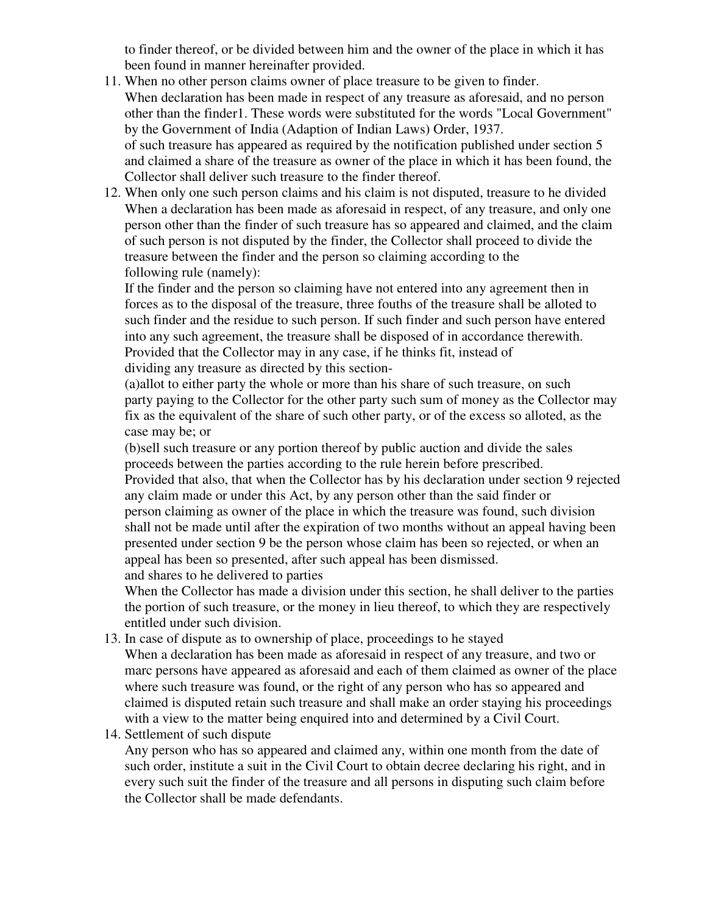to finder thereof, or be divided between him and the owner of the place in which it has been found in manner hereinafter provided.

11. When no other person claims owner of place treasure to be given to finder.
    When declaration has been made in respect of any treasure as aforesaid, and no person other than the finder1. These words were substituted for the words "Local Government" by the Government of India (Adaption of Indian Laws) Order, 1937.
    of such treasure has appeared as required by the notification published under section 5 and claimed a share of the treasure as owner of the place in which it has been found, the Collector shall deliver such treasure to the finder thereof.
12. When only one such person claims and his claim is not disputed, treasure to he divided
    When a declaration has been made as aforesaid in respect, of any treasure, and only one person other than the finder of such treasure has so appeared and claimed, and the claim of such person is not disputed by the finder, the Collector shall proceed to divide the treasure between the finder and the person so claiming according to the following rule (namely):
    If the finder and the person so claiming have not entered into any agreement then in forces as to the disposal of the treasure, three fouths of the treasure shall be alloted to such finder and the residue to such person. If such finder and such person have entered into any such agreement, the treasure shall be disposed of in accordance therewith.
    Provided that the Collector may in any case, if he thinks fit, instead of dividing any treasure as directed by this section-
    (a)allot to either party the whole or more than his share of such treasure, on such party paying to the Collector for the other party such sum of money as the Collector may fix as the equivalent of the share of such other party, or of the excess so alloted, as the case may be; or
    (b)sell such treasure or any portion thereof by public auction and divide the sales proceeds between the parties according to the rule herein before prescribed.
    Provided that also, that when the Collector has by his declaration under section 9 rejected any claim made or under this Act, by any person other than the said finder or person claiming as owner of the place in which the treasure was found, such division shall not be made until after the expiration of two months without an appeal having been presented under section 9 be the person whose claim has been so rejected, or when an appeal has been so presented, after such appeal has been dismissed.
    and shares to he delivered to parties
    When the Collector has made a division under this section, he shall deliver to the parties the portion of such treasure, or the money in lieu thereof, to which they are respectively entitled under such division.
13. In case of dispute as to ownership of place, proceedings to he stayed
    When a declaration has been made as aforesaid in respect of any treasure, and two or marc persons have appeared as aforesaid and each of them claimed as owner of the place where such treasure was found, or the right of any person who has so appeared and claimed is disputed retain such treasure and shall make an order staying his proceedings with a view to the matter being enquired into and determined by a Civil Court.
14. Settlement of such dispute
    Any person who has so appeared and claimed any, within one month from the date of such order, institute a suit in the Civil Court to obtain decree declaring his right, and in every such suit the finder of the treasure and all persons in disputing such claim before the Collector shall be made defendants.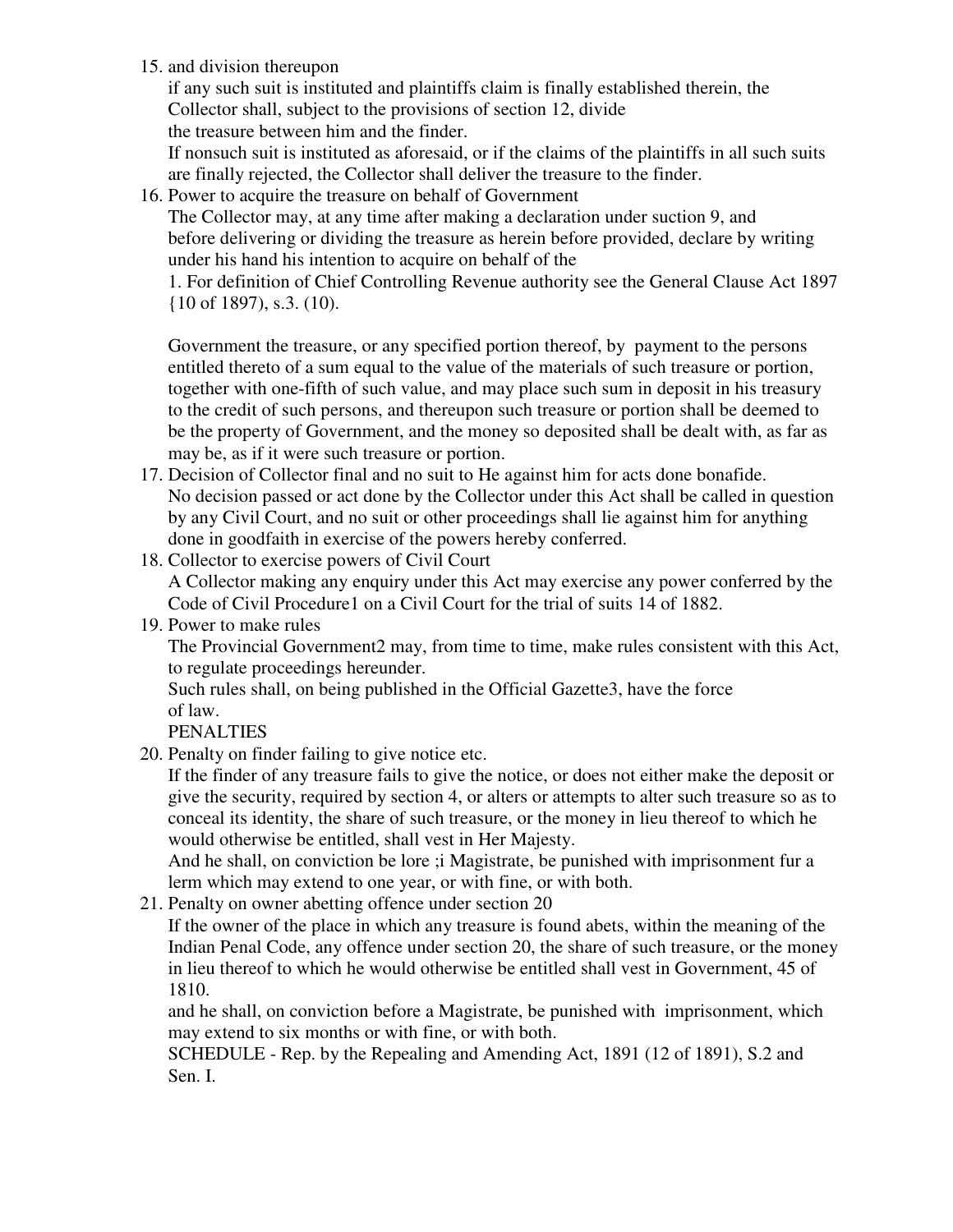15. and division thereupon

    if any such suit is instituted and plaintiffs claim is finally established therein, the Collector shall, subject to the provisions of section 12, divide the treasure between him and the finder.

    If nonsuch suit is instituted as aforesaid, or if the claims of the plaintiffs in all such suits are finally rejected, the Collector shall deliver the treasure to the finder.

16. Power to acquire the treasure on behalf of Government

    The Collector may, at any time after making a declaration under suction 9, and before delivering or dividing the treasure as herein before provided, declare by writing under his hand his intention to acquire on behalf of the

    1. For definition of Chief Controlling Revenue authority see the General Clause Act 1897 {10 of 1897), s.3. (10).

    Government the treasure, or any specified portion thereof, by payment to the persons entitled thereto of a sum equal to the value of the materials of such treasure or portion, together with one-fifth of such value, and may place such sum in deposit in his treasury to the credit of such persons, and thereupon such treasure or portion shall be deemed to be the property of Government, and the money so deposited shall be dealt with, as far as may be, as if it were such treasure or portion.

17. Decision of Collector final and no suit to He against him for acts done bonafide.

    No decision passed or act done by the Collector under this Act shall be called in question by any Civil Court, and no suit or other proceedings shall lie against him for anything done in goodfaith in exercise of the powers hereby conferred.

18. Collector to exercise powers of Civil Court

    A Collector making any enquiry under this Act may exercise any power conferred by the Code of Civil Procedure1 on a Civil Court for the trial of suits 14 of 1882.

19. Power to make rules

    The Provincial Government2 may, from time to time, make rules consistent with this Act, to regulate proceedings hereunder.

    Such rules shall, on being published in the Official Gazette3, have the force of law.

    PENALTIES

20. Penalty on finder failing to give notice etc.

    If the finder of any treasure fails to give the notice, or does not either make the deposit or give the security, required by section 4, or alters or attempts to alter such treasure so as to conceal its identity, the share of such treasure, or the money in lieu thereof to which he would otherwise be entitled, shall vest in Her Majesty.

    And he shall, on conviction be lore ;i Magistrate, be punished with imprisonment fur a lerm which may extend to one year, or with fine, or with both.

21. Penalty on owner abetting offence under section 20

    If the owner of the place in which any treasure is found abets, within the meaning of the Indian Penal Code, any offence under section 20, the share of such treasure, or the money in lieu thereof to which he would otherwise be entitled shall vest in Government, 45 of 1810.

    and he shall, on conviction before a Magistrate, be punished with imprisonment, which may extend to six months or with fine, or with both.

    SCHEDULE - Rep. by the Repealing and Amending Act, 1891 (12 of 1891), S.2 and Sen. I.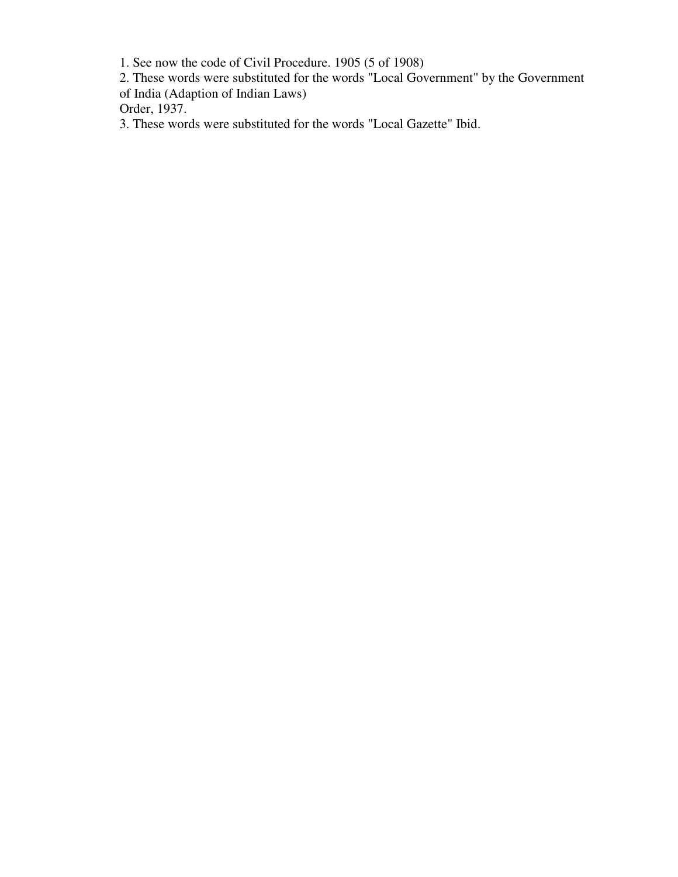1. See now the code of Civil Procedure. 1905 (5 of 1908)

2. These words were substituted for the words "Local Government" by the Government of India (Adaption of Indian Laws)
Order, 1937.

3. These words were substituted for the words "Local Gazette" Ibid.